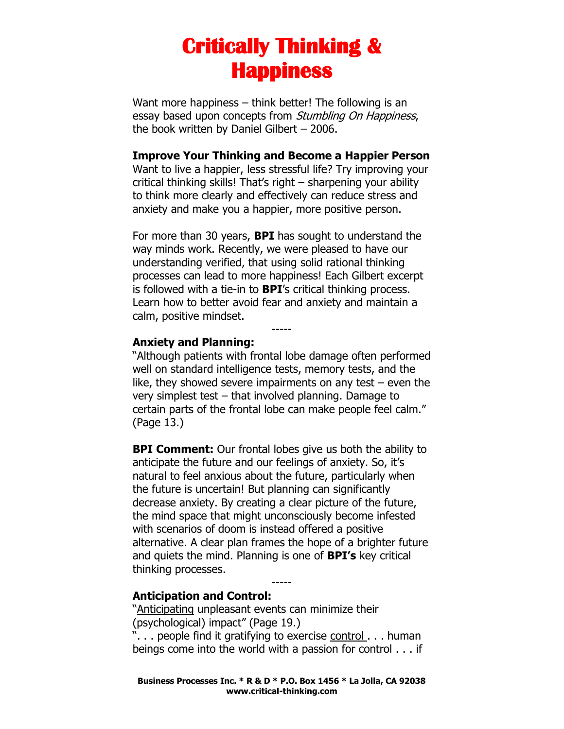# Critically Thinking & Happiness

Want more happiness – think better! The following is an essay based upon concepts from *Stumbling On Happiness*, the book written by Daniel Gilbert – 2006.

**Improve Your Thinking and Become a Happier Person**

Want to live a happier, less stressful life? Try improving your critical thinking skills! That's right – sharpening your ability to think more clearly and effectively can reduce stress and anxiety and make you a happier, more positive person.

For more than 30 years, **BPI** has sought to understand the way minds work. Recently, we were pleased to have our understanding verified, that using solid rational thinking processes can lead to more happiness! Each Gilbert excerpt is followed with a tie-in to **BPI**'s critical thinking process. Learn how to better avoid fear and anxiety and maintain a calm, positive mindset.

-----

**Anxiety and Planning:**

"Although patients with frontal lobe damage often performed well on standard intelligence tests, memory tests, and the like, they showed severe impairments on any test – even the very simplest test – that involved planning. Damage to certain parts of the frontal lobe can make people feel calm." (Page 13.)

**BPI Comment:** Our frontal lobes give us both the ability to anticipate the future and our feelings of anxiety. So, it's natural to feel anxious about the future, particularly when the future is uncertain! But planning can significantly decrease anxiety. By creating a clear picture of the future, the mind space that might unconsciously become infested with scenarios of doom is instead offered a positive alternative. A clear plan frames the hope of a brighter future and quiets the mind. Planning is one of **BPI's** key critical thinking processes.

-----

**Anticipation and Control:**

"Anticipating unpleasant events can minimize their (psychological) impact" (Page 19.)

". . . people find it gratifying to exercise control . . . human beings come into the world with a passion for control . . . if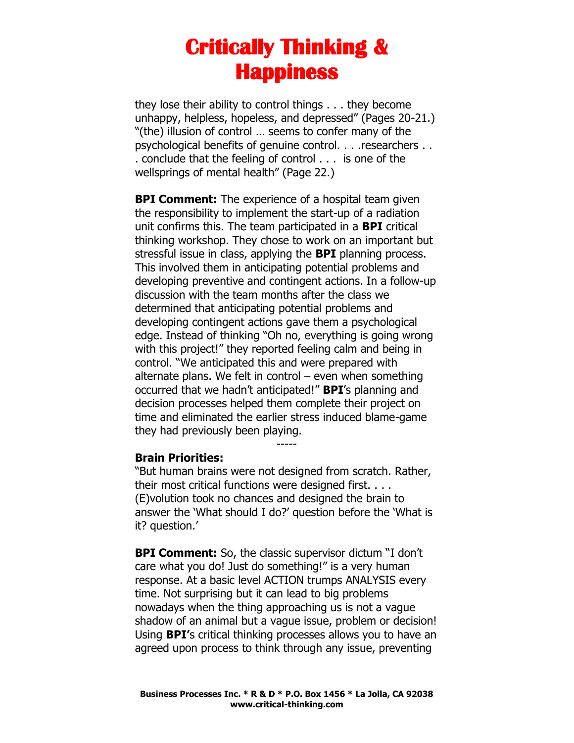they lose their ability to control things . . . they become unhappy, helpless, hopeless, and depressed" (Pages 20-21.) "(the) illusion of control … seems to confer many of the psychological benefits of genuine control. . . .researchers . . . conclude that the feeling of control . . . is one of the wellsprings of mental health" (Page 22.)

**BPI Comment:** The experience of a hospital team given the responsibility to implement the start-up of a radiation unit confirms this. The team participated in a **BPI** critical thinking workshop. They chose to work on an important but stressful issue in class, applying the **BPI** planning process. This involved them in anticipating potential problems and developing preventive and contingent actions. In a follow-up discussion with the team months after the class we determined that anticipating potential problems and developing contingent actions gave them a psychological edge. Instead of thinking "Oh no, everything is going wrong with this project!" they reported feeling calm and being in control. "We anticipated this and were prepared with alternate plans. We felt in control – even when something occurred that we hadn't anticipated!" **BPI**'s planning and decision processes helped them complete their project on time and eliminated the earlier stress induced blame-game they had previously been playing.

-----

**Brain Priorities:**

"But human brains were not designed from scratch. Rather, their most critical functions were designed first. . . . (E)volution took no chances and designed the brain to answer the 'What should I do?' question before the 'What is it? question.'

**BPI Comment:** So, the classic supervisor dictum "I don't care what you do! Just do something!" is a very human response. At a basic level ACTION trumps ANALYSIS every time. Not surprising but it can lead to big problems nowadays when the thing approaching us is not a vague shadow of an animal but a vague issue, problem or decision! Using **BPI**'s critical thinking processes allows you to have an agreed upon process to think through any issue, preventing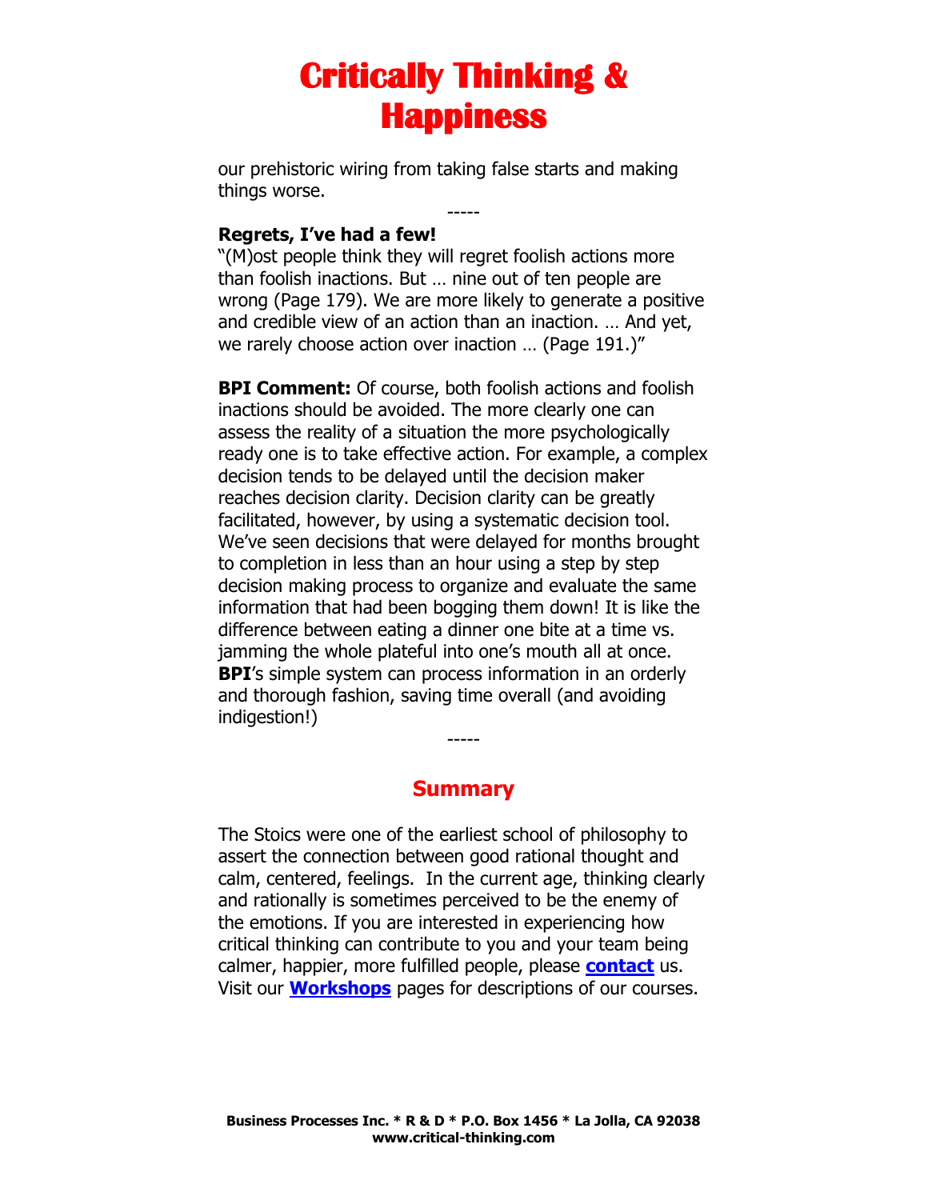our prehistoric wiring from taking false starts and making things worse.

-----

**Regrets, I've had a few!**

"(M)ost people think they will regret foolish actions more than foolish inactions. But … nine out of ten people are wrong (Page 179). We are more likely to generate a positive and credible view of an action than an inaction. … And yet, we rarely choose action over inaction … (Page 191.)"

**BPI Comment:** Of course, both foolish actions and foolish inactions should be avoided. The more clearly one can assess the reality of a situation the more psychologically ready one is to take effective action. For example, a complex decision tends to be delayed until the decision maker reaches decision clarity. Decision clarity can be greatly facilitated, however, by using a systematic decision tool. We've seen decisions that were delayed for months brought to completion in less than an hour using a step by step decision making process to organize and evaluate the same information that had been bogging them down! It is like the difference between eating a dinner one bite at a time vs. jamming the whole plateful into one's mouth all at once. **BPI**'s simple system can process information in an orderly and thorough fashion, saving time overall (and avoiding indigestion!)

-----

## Summary

The Stoics were one of the earliest school of philosophy to assert the connection between good rational thought and calm, centered, feelings. In the current age, thinking clearly and rationally is sometimes perceived to be the enemy of the emotions. If you are interested in experiencing how critical thinking can contribute to you and your team being calmer, happier, more fulfilled people, please **contact** us. Visit our **Workshops** pages for descriptions of our courses.